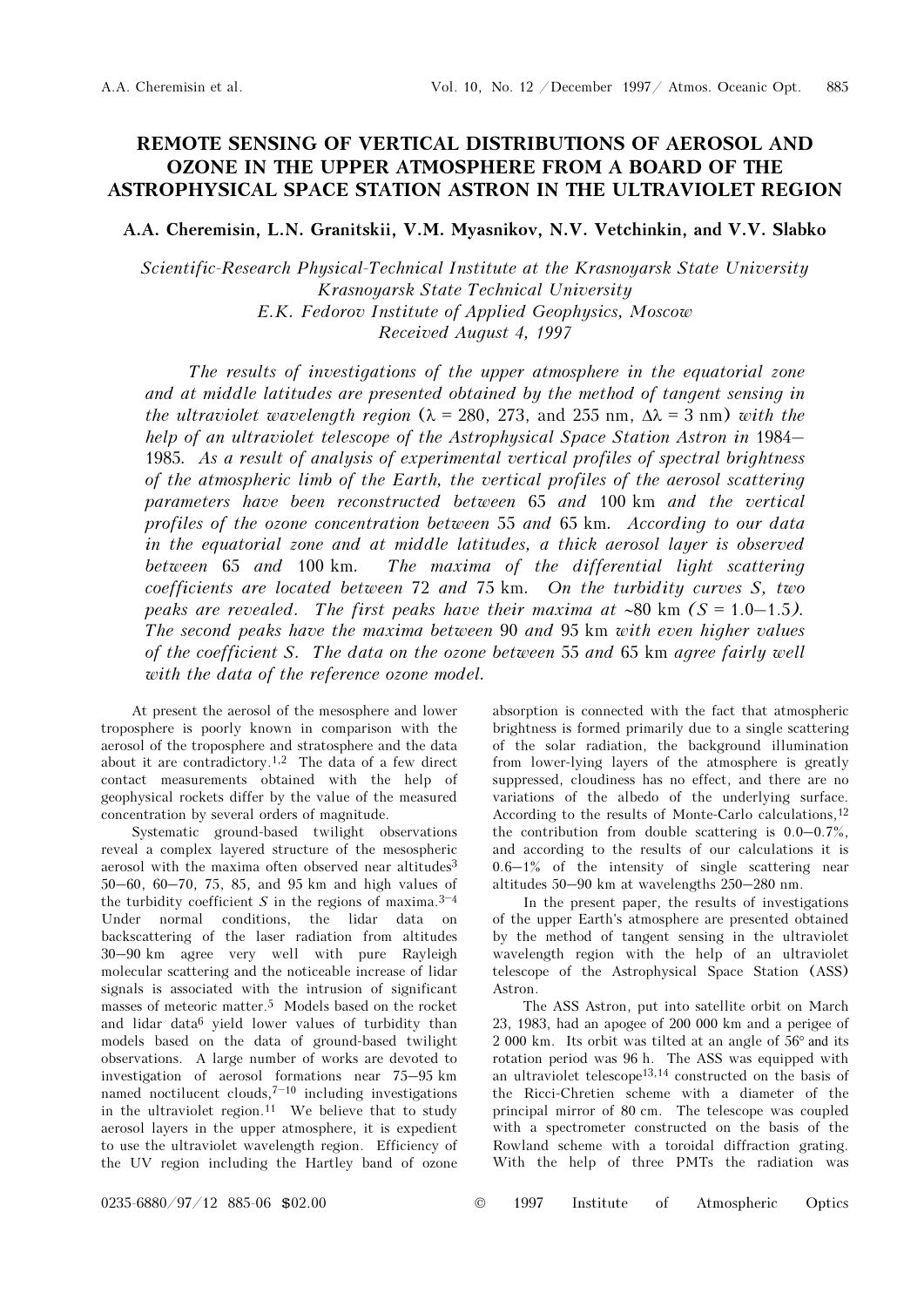# REMOTE SENSING OF VERTICAL DISTRIBUTIONS OF AEROSOL AND OZONE IN THE UPPER ATMOSPHERE FROM A BOARD OF THE ASTROPHYSICAL SPACE STATION ASTRON IN THE ULTRAVIOLET REGION

**A.A. Cheremisin, L.N. Granitskii, V.M. Myasnikov, N.V. Vetchinkin, and V.V. Slabko**

*Scientific-Research Physical-Technical Institute at the Krasnoyarsk State University*
*Krasnoyarsk State Technical University*
*E.K. Fedorov Institute of Applied Geophysics, Moscow*
*Received August 4, 1997*

*The results of investigations of the upper atmosphere in the equatorial zone and at middle latitudes are presented obtained by the method of tangent sensing in the ultraviolet wavelength region ($\lambda$ = 280, 273, and 255 nm, $\Delta\lambda$ = 3 nm) with the help of an ultraviolet telescope of the Astrophysical Space Station Astron in 1984–1985. As a result of analysis of experimental vertical profiles of spectral brightness of the atmospheric limb of the Earth, the vertical profiles of the aerosol scattering parameters have been reconstructed between 65 and 100 km and the vertical profiles of the ozone concentration between 55 and 65 km. According to our data in the equatorial zone and at middle latitudes, a thick aerosol layer is observed between 65 and 100 km. The maxima of the differential light scattering coefficients are located between 72 and 75 km. On the turbidity curves S, two peaks are revealed. The first peaks have their maxima at ~80 km (S = 1.0–1.5). The second peaks have the maxima between 90 and 95 km with even higher values of the coefficient S. The data on the ozone between 55 and 65 km agree fairly well with the data of the reference ozone model.*

At present the aerosol of the mesosphere and lower troposphere is poorly known in comparison with the aerosol of the troposphere and stratosphere and the data about it are contradictory.[1,2] The data of a few direct contact measurements obtained with the help of geophysical rockets differ by the value of the measured concentration by several orders of magnitude.

Systematic ground-based twilight observations reveal a complex layered structure of the mesospheric aerosol with the maxima often observed near altitudes[3] 50–60, 60–70, 75, 85, and 95 km and high values of the turbidity coefficient $S$ in the regions of maxima.[3–4] Under normal conditions, the lidar data on backscattering of the laser radiation from altitudes 30–90 km agree very well with pure Rayleigh molecular scattering and the noticeable increase of lidar signals is associated with the intrusion of significant masses of meteoric matter.[5] Models based on the rocket and lidar data[6] yield lower values of turbidity than models based on the data of ground-based twilight observations. A large number of works are devoted to investigation of aerosol formations near 75–95 km named noctilucent clouds,[7–10] including investigations in the ultraviolet region.[11] We believe that to study aerosol layers in the upper atmosphere, it is expedient to use the ultraviolet wavelength region. Efficiency of the UV region including the Hartley band of ozone absorption is connected with the fact that atmospheric brightness is formed primarily due to a single scattering of the solar radiation, the background illumination from lower-lying layers of the atmosphere is greatly suppressed, cloudiness has no effect, and there are no variations of the albedo of the underlying surface. According to the results of Monte-Carlo calculations,[12] the contribution from double scattering is 0.0–0.7%, and according to the results of our calculations it is 0.6–1% of the intensity of single scattering near altitudes 50–90 km at wavelengths 250–280 nm.

In the present paper, the results of investigations of the upper Earth's atmosphere are presented obtained by the method of tangent sensing in the ultraviolet wavelength region with the help of an ultraviolet telescope of the Astrophysical Space Station (ASS) Astron.

The ASS Astron, put into satellite orbit on March 23, 1983, had an apogee of 200 000 km and a perigee of 2 000 km. Its orbit was tilted at an angle of 56° and its rotation period was 96 h. The ASS was equipped with an ultraviolet telescope[13,14] constructed on the basis of the Ricci-Chretien scheme with a diameter of the principal mirror of 80 cm. The telescope was coupled with a spectrometer constructed on the basis of the Rowland scheme with a toroidal diffraction grating. With the help of three PMTs the radiation was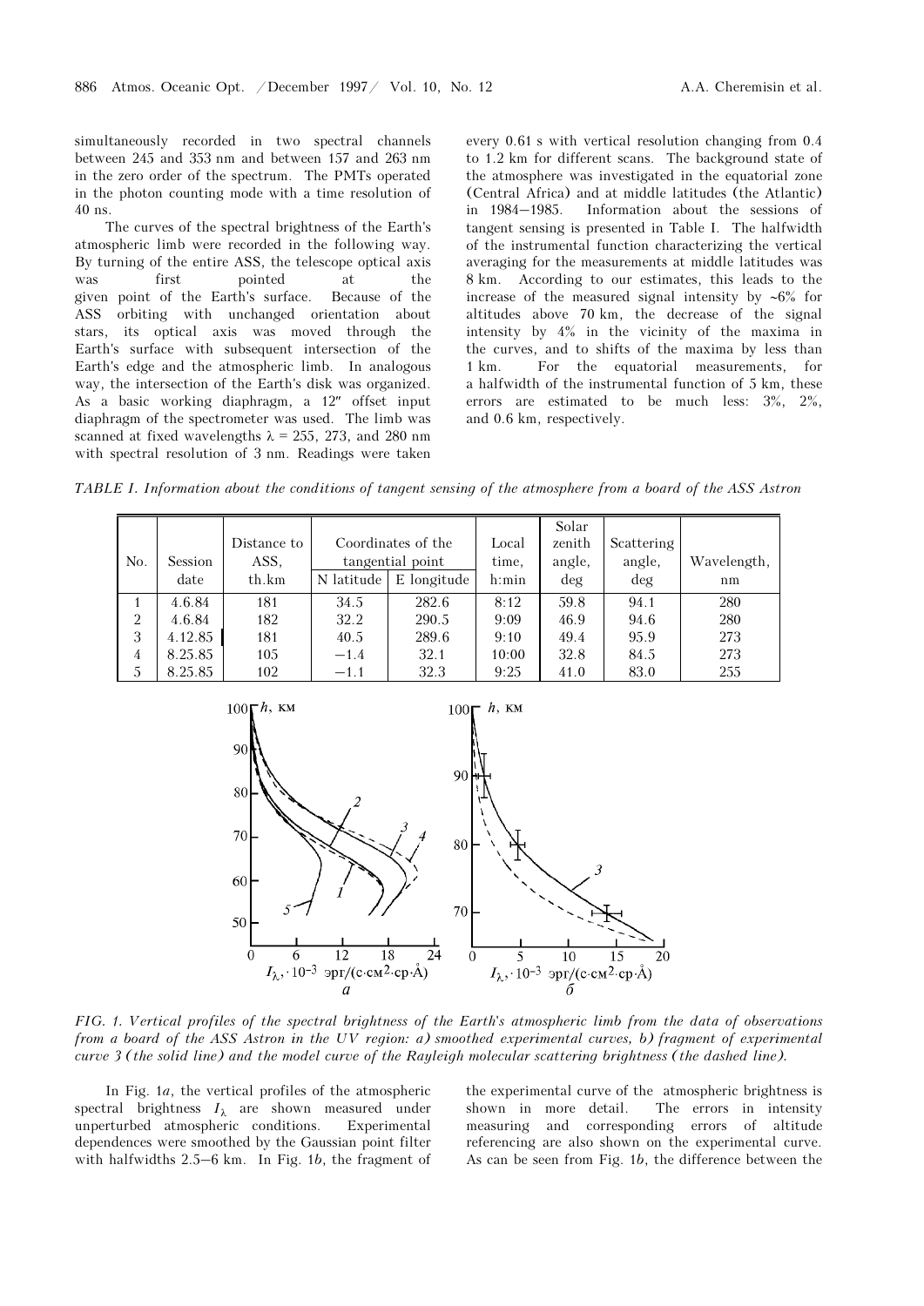simultaneously recorded in two spectral channels between 245 and 353 nm and between 157 and 263 nm in the zero order of the spectrum. The PMTs operated in the photon counting mode with a time resolution of 40 ns.

The curves of the spectral brightness of the Earth's atmospheric limb were recorded in the following way. By turning of the entire ASS, the telescope optical axis was first pointed at the given point of the Earth's surface. Because of the ASS orbiting with unchanged orientation about stars, its optical axis was moved through the Earth's surface with subsequent intersection of the Earth's edge and the atmospheric limb. In analogous way, the intersection of the Earth's disk was organized. As a basic working diaphragm, a 12″ offset input diaphragm of the spectrometer was used. The limb was scanned at fixed wavelengths λ = 255, 273, and 280 nm with spectral resolution of 3 nm. Readings were taken every 0.61 s with vertical resolution changing from 0.4 to 1.2 km for different scans. The background state of the atmosphere was investigated in the equatorial zone (Central Africa) and at middle latitudes (the Atlantic) in 1984–1985. Information about the sessions of tangent sensing is presented in Table I. The halfwidth of the instrumental function characterizing the vertical averaging for the measurements at middle latitudes was 8 km. According to our estimates, this leads to the increase of the measured signal intensity by ~6% for altitudes above 70 km, the decrease of the signal intensity by 4% in the vicinity of the maxima in the curves, and to shifts of the maxima by less than 1 km. For the equatorial measurements, for a halfwidth of the instrumental function of 5 km, these errors are estimated to be much less: 3%, 2%, and 0.6 km, respectively.

*TABLE I. Information about the conditions of tangent sensing of the atmosphere from a board of the ASS Astron*

| No. | Session date | Distance to ASS, th.km | Coordinates of the tangential point | | Local time, h:min | Solar zenith angle, deg | Scattering angle, deg | Wavelength, nm |
|---|---|---|---|---|---|---|---|---|
| | | | N latitude | E longitude | | | | |
| 1 | 4.6.84 | 181 | 34.5 | 282.6 | 8:12 | 59.8 | 94.1 | 280 |
| 2 | 4.6.84 | 182 | 32.2 | 290.5 | 9:09 | 46.9 | 94.6 | 280 |
| 3 | 4.12.85 | 181 | 40.5 | 289.6 | 9:10 | 49.4 | 95.9 | 273 |
| 4 | 8.25.85 | 105 | −1.4 | 32.1 | 10:00 | 32.8 | 84.5 | 273 |
| 5 | 8.25.85 | 102 | −1.1 | 32.3 | 9:25 | 41.0 | 83.0 | 255 |

*FIG. 1. Vertical profiles of the spectral brightness of the Earth's atmospheric limb from the data of observations from a board of the ASS Astron in the UV region: a) smoothed experimental curves, b) fragment of experimental curve 3 (the solid line) and the model curve of the Rayleigh molecular scattering brightness (the dashed line).*

In Fig. 1*a*, the vertical profiles of the atmospheric spectral brightness $I_\lambda$ are shown measured under unperturbed atmospheric conditions. Experimental dependences were smoothed by the Gaussian point filter with halfwidths 2.5–6 km. In Fig. 1*b*, the fragment of the experimental curve of the atmospheric brightness is shown in more detail. The errors in intensity measuring and corresponding errors of altitude referencing are also shown on the experimental curve. As can be seen from Fig. 1*b*, the difference between the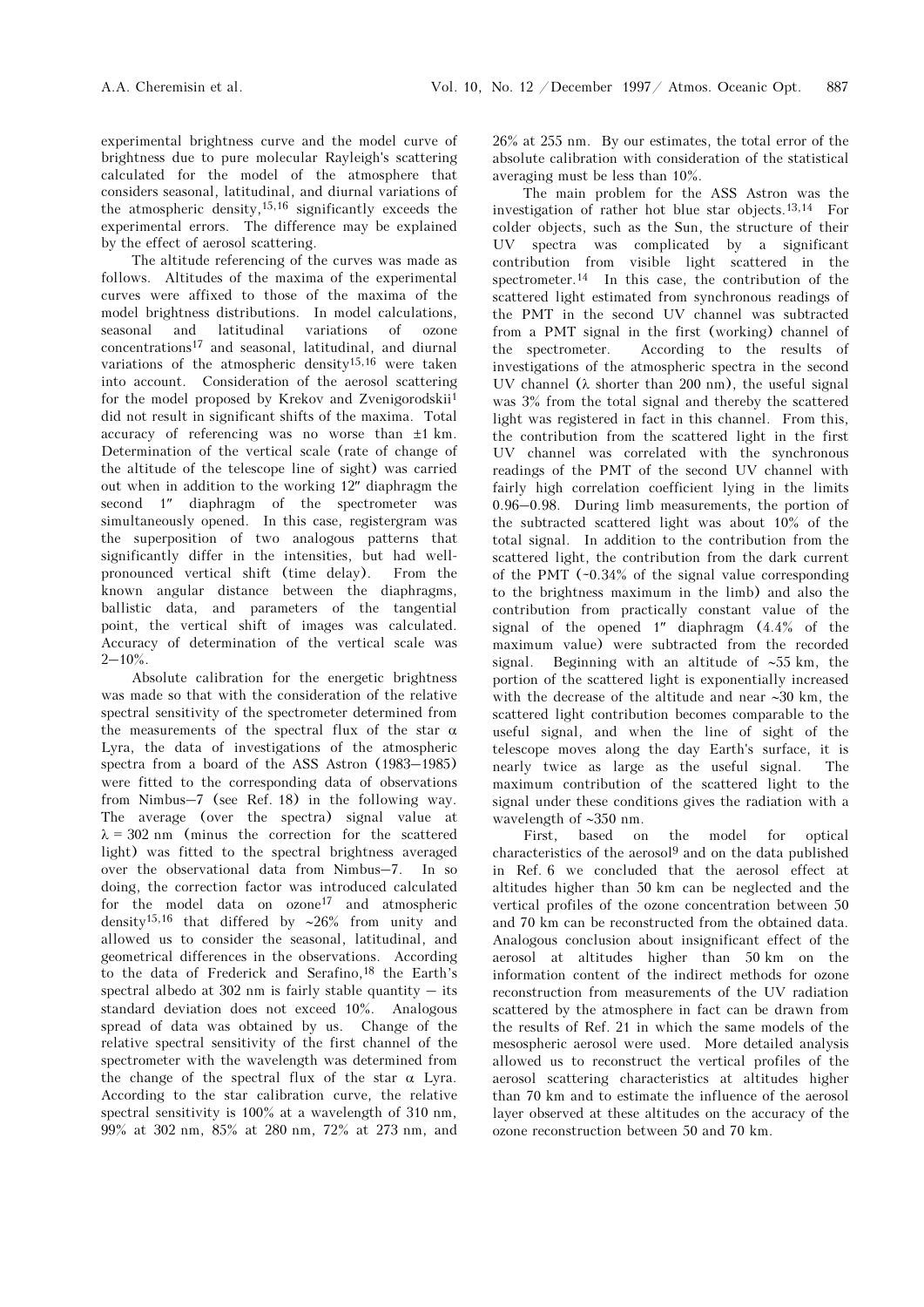experimental brightness curve and the model curve of brightness due to pure molecular Rayleigh's scattering calculated for the model of the atmosphere that considers seasonal, latitudinal, and diurnal variations of the atmospheric density,[15,16] significantly exceeds the experimental errors. The difference may be explained by the effect of aerosol scattering.

The altitude referencing of the curves was made as follows. Altitudes of the maxima of the experimental curves were affixed to those of the maxima of the model brightness distributions. In model calculations, seasonal and latitudinal variations of ozone concentrations[17] and seasonal, latitudinal, and diurnal variations of the atmospheric density[15,16] were taken into account. Consideration of the aerosol scattering for the model proposed by Krekov and Zvenigorodskii[1] did not result in significant shifts of the maxima. Total accuracy of referencing was no worse than ±1 km. Determination of the vertical scale (rate of change of the altitude of the telescope line of sight) was carried out when in addition to the working 12″ diaphragm the second 1″ diaphragm of the spectrometer was simultaneously opened. In this case, registergram was the superposition of two analogous patterns that significantly differ in the intensities, but had well-pronounced vertical shift (time delay). From the known angular distance between the diaphragms, ballistic data, and parameters of the tangential point, the vertical shift of images was calculated. Accuracy of determination of the vertical scale was 2–10%.

Absolute calibration for the energetic brightness was made so that with the consideration of the relative spectral sensitivity of the spectrometer determined from the measurements of the spectral flux of the star $\alpha$ Lyra, the data of investigations of the atmospheric spectra from a board of the ASS Astron (1983–1985) were fitted to the corresponding data of observations from Nimbus–7 (see Ref. 18) in the following way. The average (over the spectra) signal value at $\lambda = 302$ nm (minus the correction for the scattered light) was fitted to the spectral brightness averaged over the observational data from Nimbus–7. In so doing, the correction factor was introduced calculated for the model data on ozone[17] and atmospheric density[15,16] that differed by ~26% from unity and allowed us to consider the seasonal, latitudinal, and geometrical differences in the observations. According to the data of Frederick and Serafino,[18] the Earth's spectral albedo at 302 nm is fairly stable quantity – its standard deviation does not exceed 10%. Analogous spread of data was obtained by us. Change of the relative spectral sensitivity of the first channel of the spectrometer with the wavelength was determined from the change of the spectral flux of the star $\alpha$ Lyra. According to the star calibration curve, the relative spectral sensitivity is 100% at a wavelength of 310 nm, 99% at 302 nm, 85% at 280 nm, 72% at 273 nm, and 26% at 255 nm. By our estimates, the total error of the absolute calibration with consideration of the statistical averaging must be less than 10%.

The main problem for the ASS Astron was the investigation of rather hot blue star objects.[13,14] For colder objects, such as the Sun, the structure of their UV spectra was complicated by a significant contribution from visible light scattered in the spectrometer.[14] In this case, the contribution of the scattered light estimated from synchronous readings of the PMT in the second UV channel was subtracted from a PMT signal in the first (working) channel of the spectrometer. According to the results of investigations of the atmospheric spectra in the second UV channel ($\lambda$ shorter than 200 nm), the useful signal was 3% from the total signal and thereby the scattered light was registered in fact in this channel. From this, the contribution from the scattered light in the first UV channel was correlated with the synchronous readings of the PMT of the second UV channel with fairly high correlation coefficient lying in the limits 0.96–0.98. During limb measurements, the portion of the subtracted scattered light was about 10% of the total signal. In addition to the contribution from the scattered light, the contribution from the dark current of the PMT (~0.34% of the signal value corresponding to the brightness maximum in the limb) and also the contribution from practically constant value of the signal of the opened 1″ diaphragm (4.4% of the maximum value) were subtracted from the recorded signal. Beginning with an altitude of ~55 km, the portion of the scattered light is exponentially increased with the decrease of the altitude and near ~30 km, the scattered light contribution becomes comparable to the useful signal, and when the line of sight of the telescope moves along the day Earth's surface, it is nearly twice as large as the useful signal. The maximum contribution of the scattered light to the signal under these conditions gives the radiation with a wavelength of ~350 nm.

First, based on the model for optical characteristics of the aerosol[9] and on the data published in Ref. 6 we concluded that the aerosol effect at altitudes higher than 50 km can be neglected and the vertical profiles of the ozone concentration between 50 and 70 km can be reconstructed from the obtained data. Analogous conclusion about insignificant effect of the aerosol at altitudes higher than 50 km on the information content of the indirect methods for ozone reconstruction from measurements of the UV radiation scattered by the atmosphere in fact can be drawn from the results of Ref. 21 in which the same models of the mesospheric aerosol were used. More detailed analysis allowed us to reconstruct the vertical profiles of the aerosol scattering characteristics at altitudes higher than 70 km and to estimate the influence of the aerosol layer observed at these altitudes on the accuracy of the ozone reconstruction between 50 and 70 km.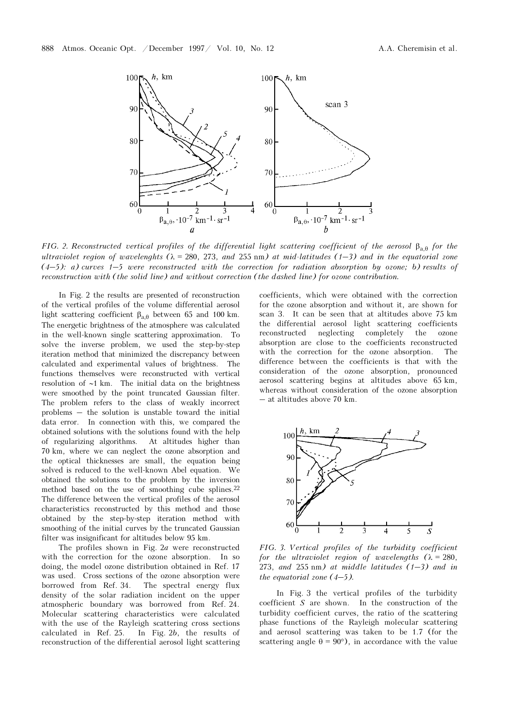FIG. 2. *Reconstructed vertical profiles of the differential light scattering coefficient of the aerosol $\beta_{a,\theta}$ for the ultraviolet region of wavelenghts ($\lambda$ = 280, 273, and 255 nm) at mid-latitudes (1–3) and in the equatorial zone (4–5): a) curves 1–5 were reconstructed with the correction for radiation absorption by ozone; b) results of reconstruction with (the solid line) and without correction (the dashed line) for ozone contribution.*

In Fig. 2 the results are presented of reconstruction of the vertical profiles of the volume differential aerosol light scattering coefficient $\beta_{a,\theta}$ between 65 and 100 km. The energetic brightness of the atmosphere was calculated in the well-known single scattering approximation. To solve the inverse problem, we used the step-by-step iteration method that minimized the discrepancy between calculated and experimental values of brightness. The functions themselves were reconstructed with vertical resolution of ~1 km. The initial data on the brightness were smoothed by the point truncated Gaussian filter. The problem refers to the class of weakly incorrect problems – the solution is unstable toward the initial data error. In connection with this, we compared the obtained solutions with the solutions found with the help of regularizing algorithms. At altitudes higher than 70 km, where we can neglect the ozone absorption and the optical thicknesses are small, the equation being solved is reduced to the well-known Abel equation. We obtained the solutions to the problem by the inversion method based on the use of smoothing cube splines.[22] The difference between the vertical profiles of the aerosol characteristics reconstructed by this method and those obtained by the step-by-step iteration method with smoothing of the initial curves by the truncated Gaussian filter was insignificant for altitudes below 95 km.

The profiles shown in Fig. 2*a* were reconstructed with the correction for the ozone absorption. In so doing, the model ozone distribution obtained in Ref. 17 was used. Cross sections of the ozone absorption were borrowed from Ref. 34. The spectral energy flux density of the solar radiation incident on the upper atmospheric boundary was borrowed from Ref. 24. Molecular scattering characteristics were calculated with the use of the Rayleigh scattering cross sections calculated in Ref. 25. In Fig. 2*b*, the results of reconstruction of the differential aerosol light scattering coefficients, which were obtained with the correction for the ozone absorption and without it, are shown for scan 3. It can be seen that at altitudes above 75 km the differential aerosol light scattering coefficients reconstructed neglecting completely the ozone absorption are close to the coefficients reconstructed with the correction for the ozone absorption. The difference between the coefficients is that with the consideration of the ozone absorption, pronounced aerosol scattering begins at altitudes above 65 km, whereas without consideration of the ozone absorption – at altitudes above 70 km.

FIG. 3. *Vertical profiles of the turbidity coefficient for the ultraviolet region of wavelengths ($\lambda$ = 280, 273, and 255 nm) at middle latitudes (1–3) and in the equatorial zone (4–5).*

In Fig. 3 the vertical profiles of the turbidity coefficient $S$ are shown. In the construction of the turbidity coefficient curves, the ratio of the scattering phase functions of the Rayleigh molecular scattering and aerosol scattering was taken to be 1.7 (for the scattering angle $\theta = 90°$), in accordance with the value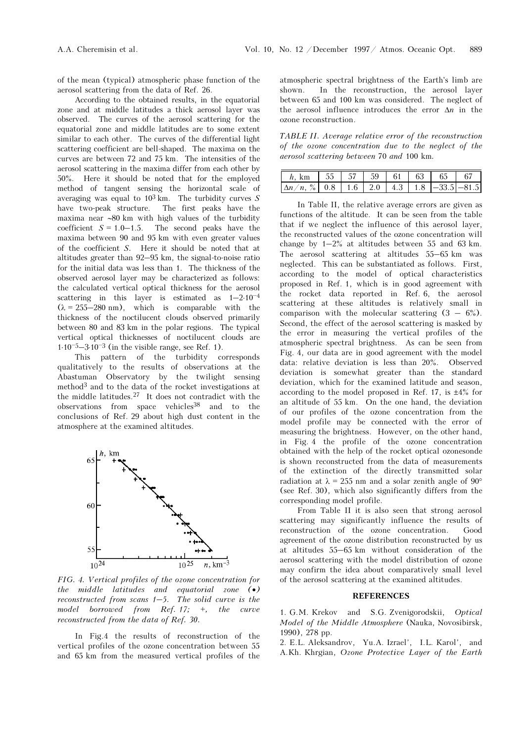of the mean (typical) atmospheric phase function of the aerosol scattering from the data of Ref. 26.

According to the obtained results, in the equatorial zone and at middle latitudes a thick aerosol layer was observed. The curves of the aerosol scattering for the equatorial zone and middle latitudes are to some extent similar to each other. The curves of the differential light scattering coefficient are bell-shaped. The maxima on the curves are between 72 and 75 km. The intensities of the aerosol scattering in the maxima differ from each other by 50%. Here it should be noted that for the employed method of tangent sensing the horizontal scale of averaging was equal to $10^3$ km. The turbidity curves $S$ have two-peak structure. The first peaks have the maxima near ~80 km with high values of the turbidity coefficient $S = 1.0–1.5$. The second peaks have the maxima between 90 and 95 km with even greater values of the coefficient $S$. Here it should be noted that at altitudes greater than 92–95 km, the signal-to-noise ratio for the initial data was less than 1. The thickness of the observed aerosol layer may be characterized as follows: the calculated vertical optical thickness for the aerosol scattering in this layer is estimated as $1–2 \cdot 10^{-4}$ ($\lambda = 255–280$ nm), which is comparable with the thickness of the noctilucent clouds observed primarily between 80 and 83 km in the polar regions. The typical vertical optical thicknesses of noctilucent clouds are $1 \cdot 10^{-5}–3 \cdot 10^{-3}$ (in the visible range, see Ref. 1).

This pattern of the turbidity corresponds qualitatively to the results of observations at the Abastuman Observatory by the twilight sensing method[3] and to the data of the rocket investigations at the middle latitudes.[27] It does not contradict with the observations from space vehicles[38] and to the conclusions of Ref. 29 about high dust content in the atmosphere at the examined altitudes.

*FIG. 4. Vertical profiles of the ozone concentration for the middle latitudes and equatorial zone (•) reconstructed from scans 1–5. The solid curve is the model borrowed from Ref. 17; +, the curve reconstructed from the data of Ref. 30.*

In Fig.4 the results of reconstruction of the vertical profiles of the ozone concentration between 55 and 65 km from the measured vertical profiles of the atmospheric spectral brightness of the Earth's limb are shown. In the reconstruction, the aerosol layer between 65 and 100 km was considered. The neglect of the aerosol influence introduces the error $\Delta n$ in the ozone reconstruction.

*TABLE II. Average relative error of the reconstruction of the ozone concentration due to the neglect of the aerosol scattering between 70 and 100 km.*

| $h$, km | 55 | 57 | 59 | 61 | 63 | 65 | 67 |
|---|---|---|---|---|---|---|---|
| $\Delta n/n$, % | 0.8 | 1.6 | 2.0 | 4.3 | 1.8 | –33.5 | –81.5 |

In Table II, the relative average errors are given as functions of the altitude. It can be seen from the table that if we neglect the influence of this aerosol layer, the reconstructed values of the ozone concentration will change by 1–2% at altitudes between 55 and 63 km. The aerosol scattering at altitudes 55–65 km was neglected. This can be substantiated as follows. First, according to the model of optical characteristics proposed in Ref. 1, which is in good agreement with the rocket data reported in Ref. 6, the aerosol scattering at these altitudes is relatively small in comparison with the molecular scattering (3 – 6%). Second, the effect of the aerosol scattering is masked by the error in measuring the vertical profiles of the atmospheric spectral brightness. As can be seen from Fig. 4, our data are in good agreement with the model data: relative deviation is less than 20%. Observed deviation is somewhat greater than the standard deviation, which for the examined latitude and season, according to the model proposed in Ref. 17, is ±4% for an altitude of 55 km. On the one hand, the deviation of our profiles of the ozone concentration from the model profile may be connected with the error of measuring the brightness. However, on the other hand, in Fig. 4 the profile of the ozone concentration obtained with the help of the rocket optical ozonesonde is shown reconstructed from the data of measurements of the extinction of the directly transmitted solar radiation at $\lambda = 255$ nm and a solar zenith angle of 90° (see Ref. 30), which also significantly differs from the corresponding model profile.

From Table II it is also seen that strong aerosol scattering may significantly influence the results of reconstruction of the ozone concentration. Good agreement of the ozone distribution reconstructed by us at altitudes 55–65 km without consideration of the aerosol scattering with the model distribution of ozone may confirm the idea about comparatively small level of the aerosol scattering at the examined altitudes.

## REFERENCES

1. G.M. Krekov and S.G. Zvenigorodskii, *Optical Model of the Middle Atmosphere* (Nauka, Novosibirsk, 1990), 278 pp.

2. E.L. Aleksandrov, Yu.A. Izrael', I.L. Karol', and A.Kh. Khrgian, *Ozone Protective Layer of the Earth*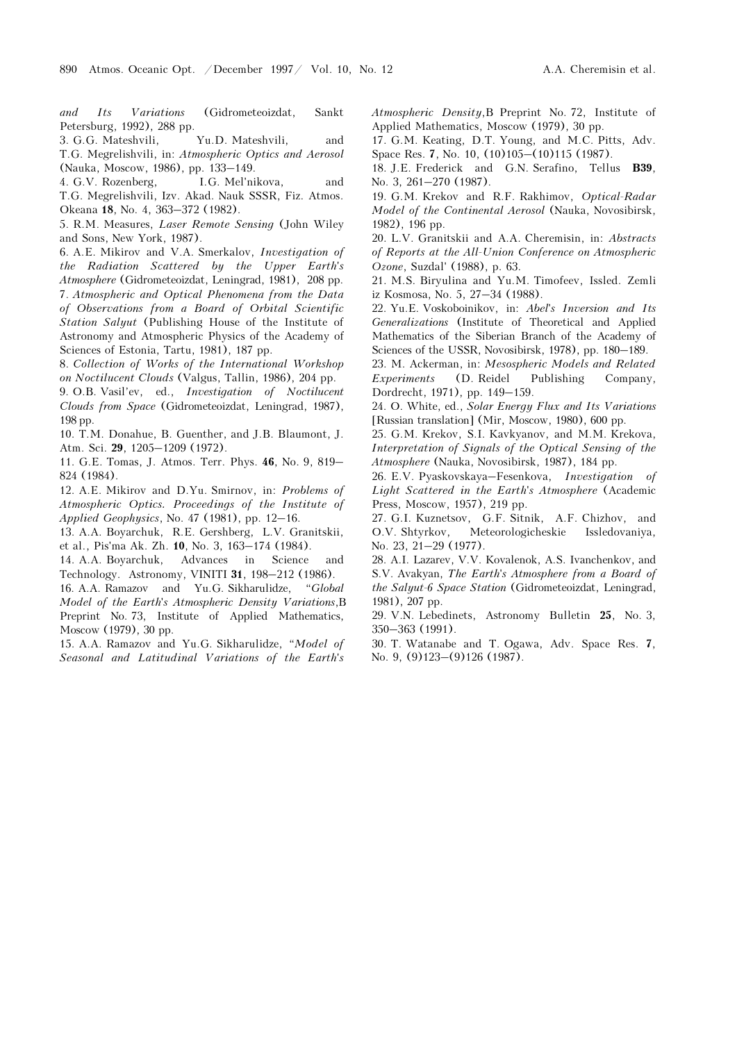*and Its Variations* (Gidrometeoizdat, Sankt Petersburg, 1992), 288 pp.

3. G.G. Mateshvili, Yu.D. Mateshvili, and T.G. Megrelishvili, in: *Atmospheric Optics and Aerosol* (Nauka, Moscow, 1986), pp. 133–149.

4. G.V. Rozenberg, I.G. Mel'nikova, and T.G. Megrelishvili, Izv. Akad. Nauk SSSR, Fiz. Atmos. Okeana **18**, No. 4, 363–372 (1982).

5. R.M. Measures, *Laser Remote Sensing* (John Wiley and Sons, New York, 1987).

6. A.E. Mikirov and V.A. Smerkalov, *Investigation of the Radiation Scattered by the Upper Earth's Atmosphere* (Gidrometeoizdat, Leningrad, 1981), 208 pp.

7. *Atmospheric and Optical Phenomena from the Data of Observations from a Board of Orbital Scientific Station Salyut* (Publishing House of the Institute of Astronomy and Atmospheric Physics of the Academy of Sciences of Estonia, Tartu, 1981), 187 pp.

8. *Collection of Works of the International Workshop on Noctilucent Clouds* (Valgus, Tallin, 1986), 204 pp.

9. O.B. Vasil'ev, ed., *Investigation of Noctilucent Clouds from Space* (Gidrometeoizdat, Leningrad, 1987), 198 pp.

10. T.M. Donahue, B. Guenther, and J.B. Blaumont, J. Atm. Sci. **29**, 1205–1209 (1972).

11. G.E. Tomas, J. Atmos. Terr. Phys. **46**, No. 9, 819–824 (1984).

12. A.E. Mikirov and D.Yu. Smirnov, in: *Problems of Atmospheric Optics. Proceedings of the Institute of Applied Geophysics*, No. 47 (1981), pp. 12–16.

13. A.A. Boyarchuk, R.E. Gershberg, L.V. Granitskii, et al., Pis'ma Ak. Zh. **10**, No. 3, 163–174 (1984).

14. A.A. Boyarchuk, Advances in Science and Technology. Astronomy, VINITI **31**, 198–212 (1986).

15. A.A. Ramazov and Yu.G. Sikharulidze, "*Model of Seasonal and Latitudinal Variations of the Earth's Atmospheric Density*,B Preprint No. 72, Institute of Applied Mathematics, Moscow (1979), 30 pp.

16. A.A. Ramazov and Yu.G. Sikharulidze, "*Global Model of the Earth's Atmospheric Density Variations*,B Preprint No. 73, Institute of Applied Mathematics, Moscow (1979), 30 pp.

17. G.M. Keating, D.T. Young, and M.C. Pitts, Adv. Space Res. **7**, No. 10, (10)105–(10)115 (1987).

18. J.E. Frederick and G.N. Serafino, Tellus **B39**, No. 3, 261–270 (1987).

19. G.M. Krekov and R.F. Rakhimov, *Optical-Radar Model of the Continental Aerosol* (Nauka, Novosibirsk, 1982), 196 pp.

20. L.V. Granitskii and A.A. Cheremisin, in: *Abstracts of Reports at the All-Union Conference on Atmospheric Ozone*, Suzdal' (1988), p. 63.

21. M.S. Biryulina and Yu.M. Timofeev, Issled. Zemli iz Kosmosa, No. 5, 27–34 (1988).

22. Yu.E. Voskoboinikov, in: *Abel's Inversion and Its Generalizations* (Institute of Theoretical and Applied Mathematics of the Siberian Branch of the Academy of Sciences of the USSR, Novosibirsk, 1978), pp. 180–189.

23. M. Ackerman, in: *Mesospheric Models and Related Experiments* (D. Reidel Publishing Company, Dordrecht, 1971), pp. 149–159.

24. O. White, ed., *Solar Energy Flux and Its Variations* [Russian translation] (Mir, Moscow, 1980), 600 pp.

25. G.M. Krekov, S.I. Kavkyanov, and M.M. Krekova, *Interpretation of Signals of the Optical Sensing of the Atmosphere* (Nauka, Novosibirsk, 1987), 184 pp.

26. E.V. Pyaskovskaya–Fesenkova, *Investigation of Light Scattered in the Earth's Atmosphere* (Academic Press, Moscow, 1957), 219 pp.

27. G.I. Kuznetsov, G.F. Sitnik, A.F. Chizhov, and O.V. Shtyrkov, Meteorologicheskie Issledovaniya, No. 23, 21–29 (1977).

28. A.I. Lazarev, V.V. Kovalenok, A.S. Ivanchenkov, and S.V. Avakyan, *The Earth's Atmosphere from a Board of the Salyut-6 Space Station* (Gidrometeoizdat, Leningrad, 1981), 207 pp.

29. V.N. Lebedinets, Astronomy Bulletin **25**, No. 3, 350–363 (1991).

30. T. Watanabe and T. Ogawa, Adv. Space Res. **7**, No. 9, (9)123–(9)126 (1987).